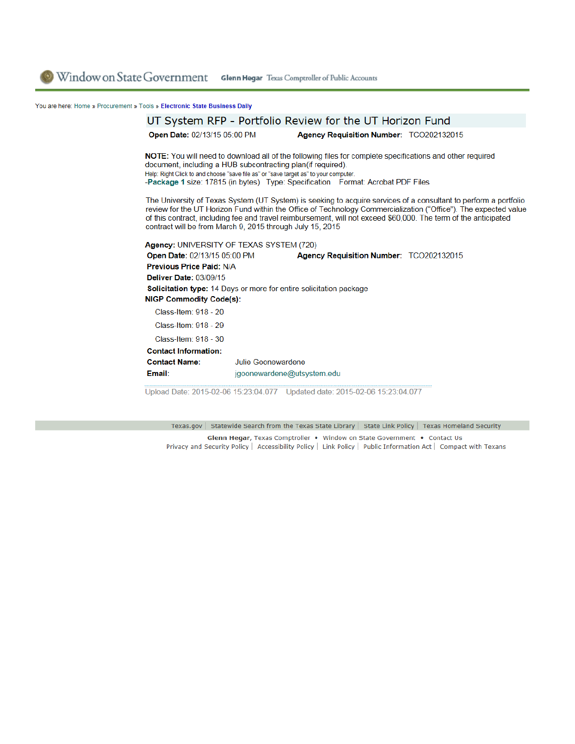Window on State Government **Glenn Hegar** Texas Comptroller of Public Accounts

You are here: Home » Procurement » Tools » **Electronic State Business Daily**

# UT System RFP - Portfolio Review for the UT Horizon Fund

**Open Date:** 02/13/15 05:00 PM **Agency Requisition Number:** TCO202132015

**NOTE:** You will need to download all of the following files for complete specifications and other required document, including a HUB subcontracting plan(if required).

Help: Right Click to and choose "save file as" or "save target as" to your computer.

-**Package 1** size: 17815 (in bytes) Type: Specification Format: Acrobat PDF Files

The University of Texas System (UT System) is seeking to acquire services of a consultant to perform a portfolio review for the UT Horizon Fund within the Office of Technology Commercialization ("Office"). The expected value of this contract, including fee and travel reimbursement, will not exceed $60,000. The term of the anticipated contract will be from March 9, 2015 through July 15, 2015

**Agency:** UNIVERSITY OF TEXAS SYSTEM (720)

**Open Date:** 02/13/15 05:00 PM **Agency Requisition Number:** TCO202132015

**Previous Price Paid:** N/A

**Deliver Date:** 03/09/15

**Solicitation type:** 14 Days or more for entire solicitation package

**NIGP Commodity Code(s):**

- Class-Item: 918 - 20
- Class-Item: 918 - 29
- Class-Item: 918 - 30

**Contact Information:**

**Contact Name:** Julie Goonewardene

**Email:** jgoonewardene@utsystem.edu

Upload Date: 2015-02-06 15:23:04.077 Updated date: 2015-02-06 15:23:04.077

Texas.gov | Statewide Search from the Texas State Library | State Link Policy | Texas Homeland Security

**Glenn Hegar**, Texas Comptroller • Window on State Government • Contact Us

Privacy and Security Policy | Accessibility Policy | Link Policy | Public Information Act | Compact with Texans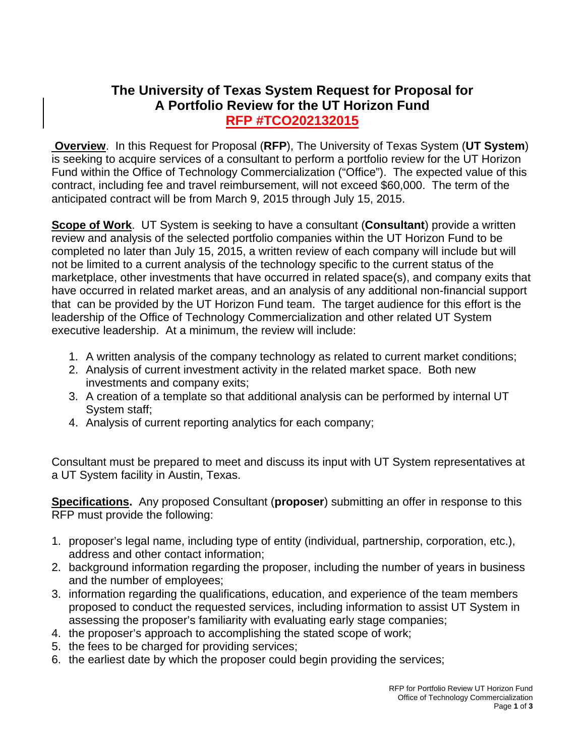# The University of Texas System Request for Proposal for A Portfolio Review for the UT Horizon Fund RFP #TCO202132015

**Overview**. In this Request for Proposal (**RFP**), The University of Texas System (**UT System**) is seeking to acquire services of a consultant to perform a portfolio review for the UT Horizon Fund within the Office of Technology Commercialization ("Office"). The expected value of this contract, including fee and travel reimbursement, will not exceed $60,000. The term of the anticipated contract will be from March 9, 2015 through July 15, 2015.

**Scope of Work**. UT System is seeking to have a consultant (**Consultant**) provide a written review and analysis of the selected portfolio companies within the UT Horizon Fund to be completed no later than July 15, 2015, a written review of each company will include but will not be limited to a current analysis of the technology specific to the current status of the marketplace, other investments that have occurred in related space(s), and company exits that have occurred in related market areas, and an analysis of any additional non-financial support that can be provided by the UT Horizon Fund team. The target audience for this effort is the leadership of the Office of Technology Commercialization and other related UT System executive leadership. At a minimum, the review will include:

1. A written analysis of the company technology as related to current market conditions;
2. Analysis of current investment activity in the related market space. Both new investments and company exits;
3. A creation of a template so that additional analysis can be performed by internal UT System staff;
4. Analysis of current reporting analytics for each company;

Consultant must be prepared to meet and discuss its input with UT System representatives at a UT System facility in Austin, Texas.

**Specifications.** Any proposed Consultant (**proposer**) submitting an offer in response to this RFP must provide the following:

1. proposer's legal name, including type of entity (individual, partnership, corporation, etc.), address and other contact information;
2. background information regarding the proposer, including the number of years in business and the number of employees;
3. information regarding the qualifications, education, and experience of the team members proposed to conduct the requested services, including information to assist UT System in assessing the proposer's familiarity with evaluating early stage companies;
4. the proposer's approach to accomplishing the stated scope of work;
5. the fees to be charged for providing services;
6. the earliest date by which the proposer could begin providing the services;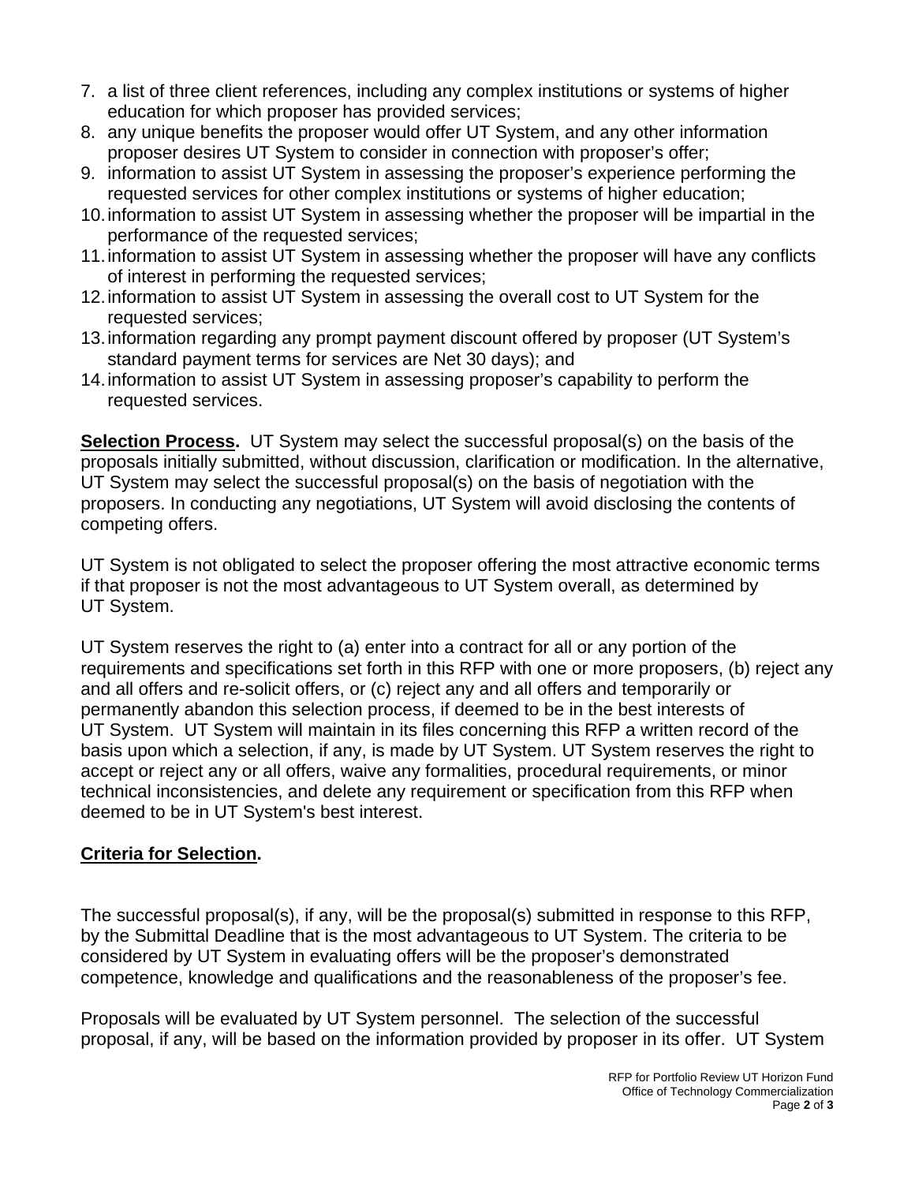7. a list of three client references, including any complex institutions or systems of higher education for which proposer has provided services;
8. any unique benefits the proposer would offer UT System, and any other information proposer desires UT System to consider in connection with proposer's offer;
9. information to assist UT System in assessing the proposer's experience performing the requested services for other complex institutions or systems of higher education;
10. information to assist UT System in assessing whether the proposer will be impartial in the performance of the requested services;
11. information to assist UT System in assessing whether the proposer will have any conflicts of interest in performing the requested services;
12. information to assist UT System in assessing the overall cost to UT System for the requested services;
13. information regarding any prompt payment discount offered by proposer (UT System's standard payment terms for services are Net 30 days); and
14. information to assist UT System in assessing proposer's capability to perform the requested services.

**Selection Process.** UT System may select the successful proposal(s) on the basis of the proposals initially submitted, without discussion, clarification or modification. In the alternative, UT System may select the successful proposal(s) on the basis of negotiation with the proposers. In conducting any negotiations, UT System will avoid disclosing the contents of competing offers.

UT System is not obligated to select the proposer offering the most attractive economic terms if that proposer is not the most advantageous to UT System overall, as determined by UT System.

UT System reserves the right to (a) enter into a contract for all or any portion of the requirements and specifications set forth in this RFP with one or more proposers, (b) reject any and all offers and re-solicit offers, or (c) reject any and all offers and temporarily or permanently abandon this selection process, if deemed to be in the best interests of UT System. UT System will maintain in its files concerning this RFP a written record of the basis upon which a selection, if any, is made by UT System. UT System reserves the right to accept or reject any or all offers, waive any formalities, procedural requirements, or minor technical inconsistencies, and delete any requirement or specification from this RFP when deemed to be in UT System's best interest.

**Criteria for Selection.**

The successful proposal(s), if any, will be the proposal(s) submitted in response to this RFP, by the Submittal Deadline that is the most advantageous to UT System. The criteria to be considered by UT System in evaluating offers will be the proposer's demonstrated competence, knowledge and qualifications and the reasonableness of the proposer's fee.

Proposals will be evaluated by UT System personnel. The selection of the successful proposal, if any, will be based on the information provided by proposer in its offer. UT System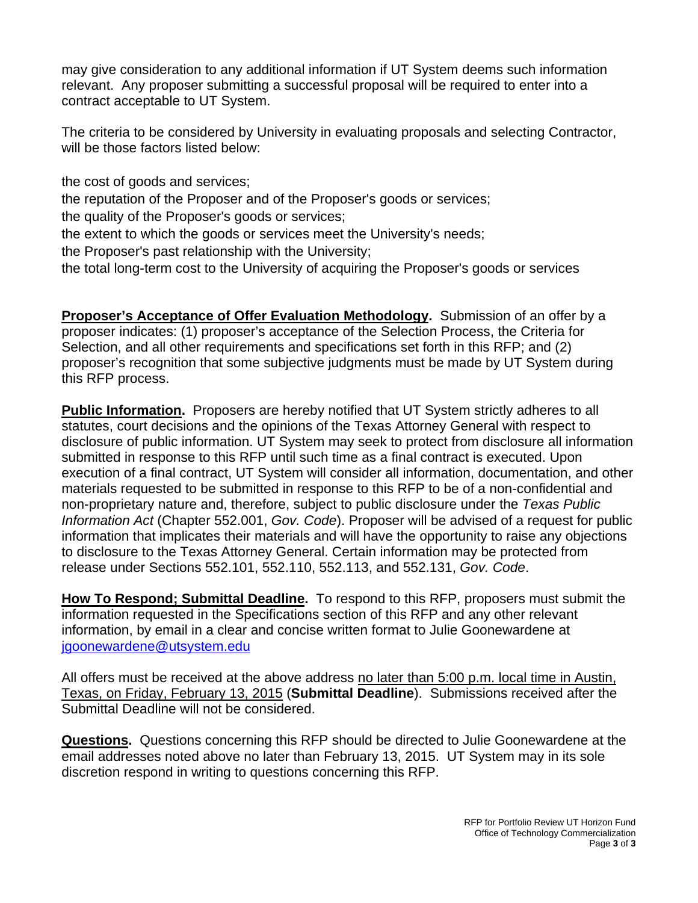may give consideration to any additional information if UT System deems such information relevant. Any proposer submitting a successful proposal will be required to enter into a contract acceptable to UT System.

The criteria to be considered by University in evaluating proposals and selecting Contractor, will be those factors listed below:

the cost of goods and services;
the reputation of the Proposer and of the Proposer's goods or services;
the quality of the Proposer's goods or services;
the extent to which the goods or services meet the University's needs;
the Proposer's past relationship with the University;
the total long-term cost to the University of acquiring the Proposer's goods or services

**Proposer's Acceptance of Offer Evaluation Methodology.** Submission of an offer by a proposer indicates: (1) proposer's acceptance of the Selection Process, the Criteria for Selection, and all other requirements and specifications set forth in this RFP; and (2) proposer's recognition that some subjective judgments must be made by UT System during this RFP process.

**Public Information.** Proposers are hereby notified that UT System strictly adheres to all statutes, court decisions and the opinions of the Texas Attorney General with respect to disclosure of public information. UT System may seek to protect from disclosure all information submitted in response to this RFP until such time as a final contract is executed. Upon execution of a final contract, UT System will consider all information, documentation, and other materials requested to be submitted in response to this RFP to be of a non-confidential and non-proprietary nature and, therefore, subject to public disclosure under the *Texas Public Information Act* (Chapter 552.001, *Gov. Code*). Proposer will be advised of a request for public information that implicates their materials and will have the opportunity to raise any objections to disclosure to the Texas Attorney General. Certain information may be protected from release under Sections 552.101, 552.110, 552.113, and 552.131, *Gov. Code*.

**How To Respond; Submittal Deadline.** To respond to this RFP, proposers must submit the information requested in the Specifications section of this RFP and any other relevant information, by email in a clear and concise written format to Julie Goonewardene at jgoonewardene@utsystem.edu

All offers must be received at the above address no later than 5:00 p.m. local time in Austin, Texas, on Friday, February 13, 2015 (**Submittal Deadline**). Submissions received after the Submittal Deadline will not be considered.

**Questions.** Questions concerning this RFP should be directed to Julie Goonewardene at the email addresses noted above no later than February 13, 2015. UT System may in its sole discretion respond in writing to questions concerning this RFP.